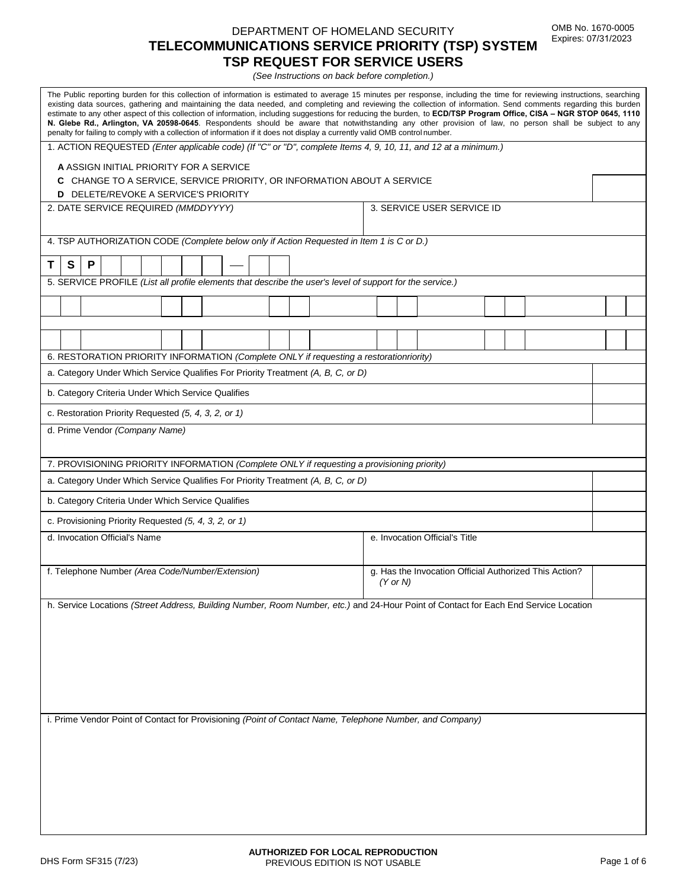DEPARTMENT OF HOMELAND SECURITY

OMB No. 1670-0005
Expires: 07/31/2023

# TELECOMMUNICATIONS SERVICE PRIORITY (TSP) SYSTEM
# TSP REQUEST FOR SERVICE USERS

*(See Instructions on back before completion.)*

The Public reporting burden for this collection of information is estimated to average 15 minutes per response, including the time for reviewing instructions, searching existing data sources, gathering and maintaining the data needed, and completing and reviewing the collection of information. Send comments regarding this burden estimate to any other aspect of this collection of information, including suggestions for reducing the burden, to **ECD/TSP Program Office, CISA – NGR STOP 0645, 1110 N. Glebe Rd., Arlington, VA 20598-0645**. Respondents should be aware that notwithstanding any other provision of law, no person shall be subject to any penalty for failing to comply with a collection of information if it does not display a currently valid OMB control number.

1. ACTION REQUESTED *(Enter applicable code) (If "C" or "D", complete Items 4, 9, 10, 11, and 12 at a minimum.)*

**A** ASSIGN INITIAL PRIORITY FOR A SERVICE
**C** CHANGE TO A SERVICE, SERVICE PRIORITY, OR INFORMATION ABOUT A SERVICE
**D** DELETE/REVOKE A SERVICE'S PRIORITY

2. DATE SERVICE REQUIRED *(MMDDYYYY)*

3. SERVICE USER SERVICE ID

4. TSP AUTHORIZATION CODE *(Complete below only if Action Requested in Item 1 is C or D.)*

| T | S | P | | | | | | | | — | | | |
|---|---|---|---|---|---|---|---|---|---|---|---|---|---|

5. SERVICE PROFILE *(List all profile elements that describe the user's level of support for the service.)*

6. RESTORATION PRIORITY INFORMATION *(Complete ONLY if requesting a restorationriority)*

a. Category Under Which Service Qualifies For Priority Treatment *(A, B, C, or D)*

b. Category Criteria Under Which Service Qualifies

c. Restoration Priority Requested *(5, 4, 3, 2, or 1)*

d. Prime Vendor *(Company Name)*

7. PROVISIONING PRIORITY INFORMATION *(Complete ONLY if requesting a provisioning priority)*

a. Category Under Which Service Qualifies For Priority Treatment *(A, B, C, or D)*

b. Category Criteria Under Which Service Qualifies

c. Provisioning Priority Requested *(5, 4, 3, 2, or 1)*

d. Invocation Official's Name

e. Invocation Official's Title

f. Telephone Number *(Area Code/Number/Extension)*

g. Has the Invocation Official Authorized This Action? *(Y or N)*

h. Service Locations *(Street Address, Building Number, Room Number, etc.)* and 24-Hour Point of Contact for Each End Service Location

i. Prime Vendor Point of Contact for Provisioning *(Point of Contact Name, Telephone Number, and Company)*

DHS Form SF315 (7/23)

**AUTHORIZED FOR LOCAL REPRODUCTION**
PREVIOUS EDITION IS NOT USABLE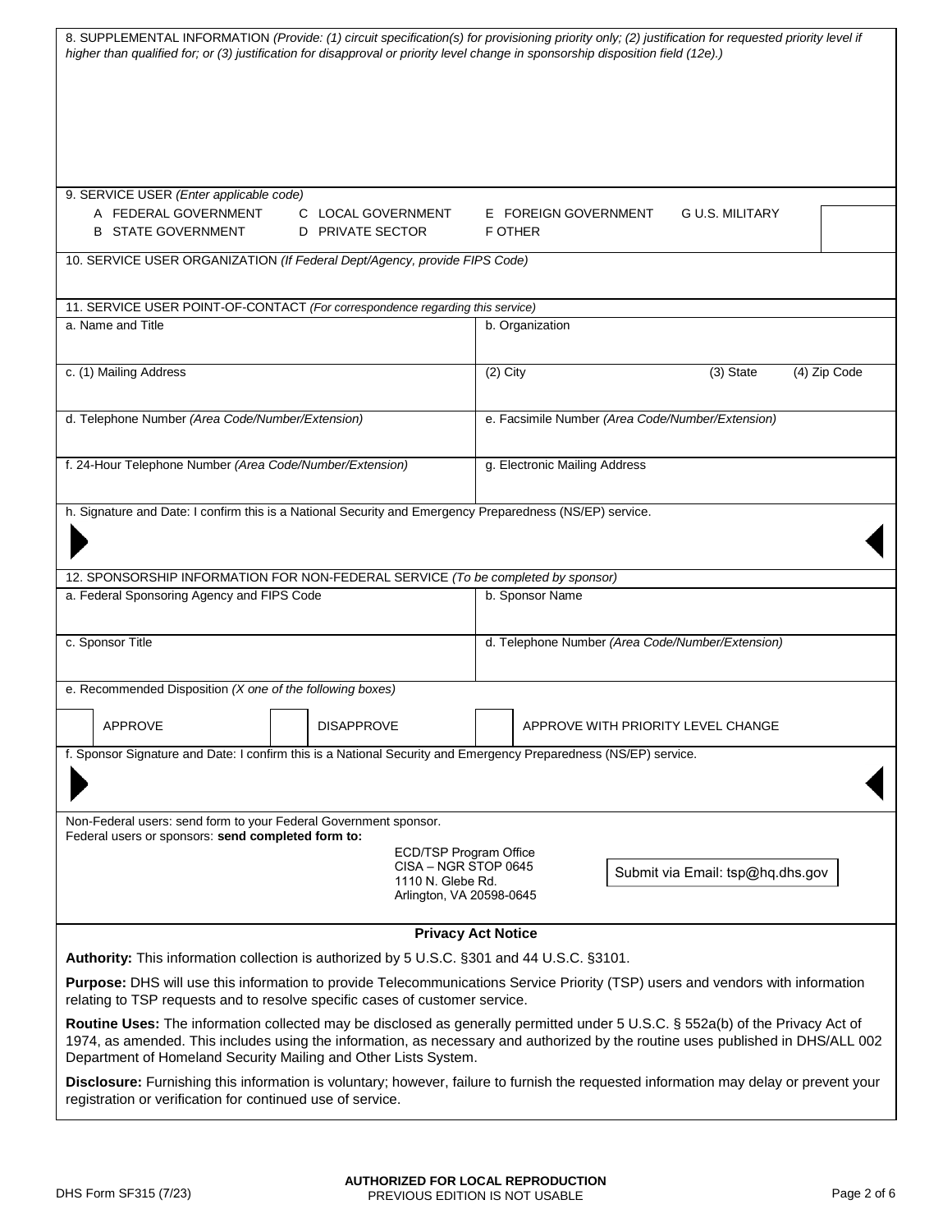8. SUPPLEMENTAL INFORMATION *(Provide: (1) circuit specification(s) for provisioning priority only; (2) justification for requested priority level if higher than qualified for; or (3) justification for disapproval or priority level change in sponsorship disposition field (12e).)*

9. SERVICE USER *(Enter applicable code)*

| | | | |
|---|---|---|---|
| A FEDERAL GOVERNMENT | C LOCAL GOVERNMENT | E FOREIGN GOVERNMENT | G U.S. MILITARY |
| B STATE GOVERNMENT | D PRIVATE SECTOR | F OTHER | |

10. SERVICE USER ORGANIZATION *(If Federal Dept/Agency, provide FIPS Code)*

11. SERVICE USER POINT-OF-CONTACT *(For correspondence regarding this service)*

| | | | |
|---|---|---|---|
| a. Name and Title | b. Organization | | |
| c. (1) Mailing Address | (2) City | (3) State | (4) Zip Code |
| d. Telephone Number *(Area Code/Number/Extension)* | e. Facsimile Number *(Area Code/Number/Extension)* | | |
| f. 24-Hour Telephone Number *(Area Code/Number/Extension)* | g. Electronic Mailing Address | | |

h. Signature and Date: I confirm this is a National Security and Emergency Preparedness (NS/EP) service.

12. SPONSORSHIP INFORMATION FOR NON-FEDERAL SERVICE *(To be completed by sponsor)*

| | |
|---|---|
| a. Federal Sponsoring Agency and FIPS Code | b. Sponsor Name |
| c. Sponsor Title | d. Telephone Number *(Area Code/Number/Extension)* |

e. Recommended Disposition *(X one of the following boxes)*

☐ APPROVE ☐ DISAPPROVE ☐ APPROVE WITH PRIORITY LEVEL CHANGE

f. Sponsor Signature and Date: I confirm this is a National Security and Emergency Preparedness (NS/EP) service.

Non-Federal users: send form to your Federal Government sponsor.
Federal users or sponsors: **send completed form to:**

ECD/TSP Program Office
CISA – NGR STOP 0645
1110 N. Glebe Rd.
Arlington, VA 20598-0645

Submit via Email: tsp@hq.dhs.gov

## Privacy Act Notice

**Authority:** This information collection is authorized by 5 U.S.C. §301 and 44 U.S.C. §3101.

**Purpose:** DHS will use this information to provide Telecommunications Service Priority (TSP) users and vendors with information relating to TSP requests and to resolve specific cases of customer service.

**Routine Uses:** The information collected may be disclosed as generally permitted under 5 U.S.C. § 552a(b) of the Privacy Act of 1974, as amended. This includes using the information, as necessary and authorized by the routine uses published in DHS/ALL 002 Department of Homeland Security Mailing and Other Lists System.

**Disclosure:** Furnishing this information is voluntary; however, failure to furnish the requested information may delay or prevent your registration or verification for continued use of service.

DHS Form SF315 (7/23) **AUTHORIZED FOR LOCAL REPRODUCTION** PREVIOUS EDITION IS NOT USABLE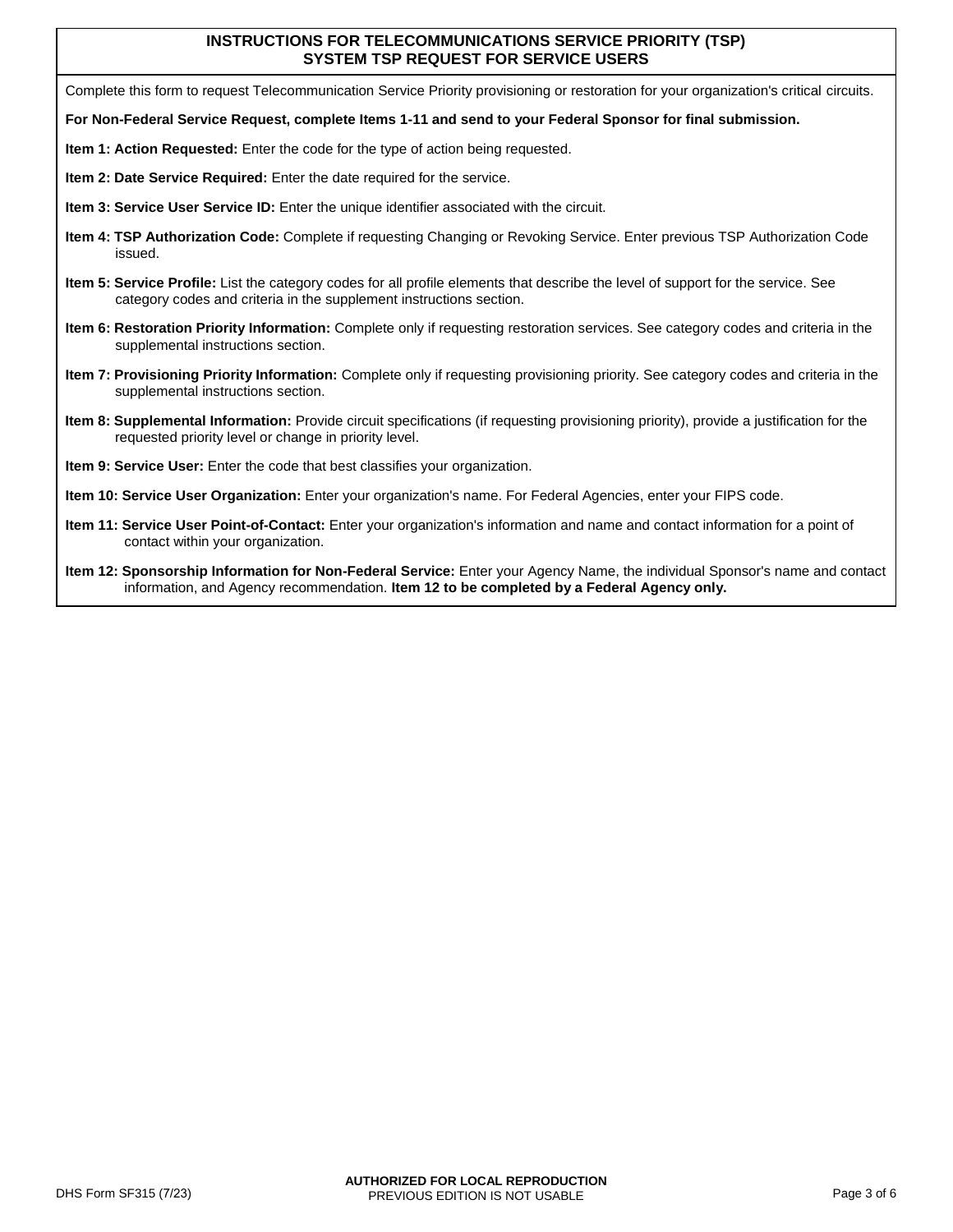# INSTRUCTIONS FOR TELECOMMUNICATIONS SERVICE PRIORITY (TSP) SYSTEM TSP REQUEST FOR SERVICE USERS

Complete this form to request Telecommunication Service Priority provisioning or restoration for your organization's critical circuits.

**For Non-Federal Service Request, complete Items 1-11 and send to your Federal Sponsor for final submission.**

**Item 1: Action Requested:** Enter the code for the type of action being requested.

**Item 2: Date Service Required:** Enter the date required for the service.

**Item 3: Service User Service ID:** Enter the unique identifier associated with the circuit.

**Item 4: TSP Authorization Code:** Complete if requesting Changing or Revoking Service. Enter previous TSP Authorization Code issued.

**Item 5: Service Profile:** List the category codes for all profile elements that describe the level of support for the service. See category codes and criteria in the supplement instructions section.

**Item 6: Restoration Priority Information:** Complete only if requesting restoration services. See category codes and criteria in the supplemental instructions section.

**Item 7: Provisioning Priority Information:** Complete only if requesting provisioning priority. See category codes and criteria in the supplemental instructions section.

**Item 8: Supplemental Information:** Provide circuit specifications (if requesting provisioning priority), provide a justification for the requested priority level or change in priority level.

**Item 9: Service User:** Enter the code that best classifies your organization.

**Item 10: Service User Organization:** Enter your organization's name. For Federal Agencies, enter your FIPS code.

**Item 11: Service User Point-of-Contact:** Enter your organization's information and name and contact information for a point of contact within your organization.

**Item 12: Sponsorship Information for Non-Federal Service:** Enter your Agency Name, the individual Sponsor's name and contact information, and Agency recommendation. **Item 12 to be completed by a Federal Agency only.**

DHS Form SF315 (7/23)

**AUTHORIZED FOR LOCAL REPRODUCTION**
PREVIOUS EDITION IS NOT USABLE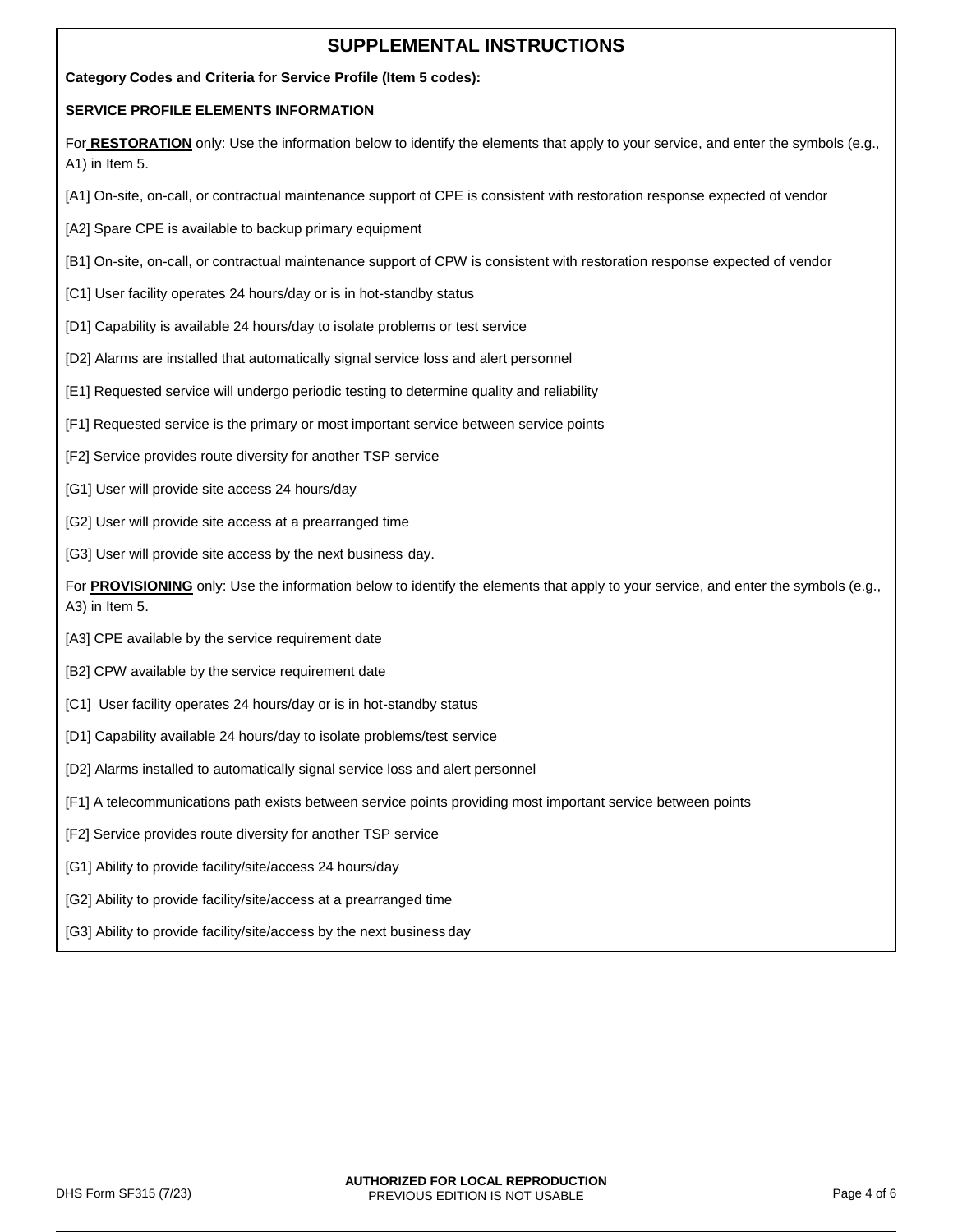# SUPPLEMENTAL INSTRUCTIONS

**Category Codes and Criteria for Service Profile (Item 5 codes):**

**SERVICE PROFILE ELEMENTS INFORMATION**

For **RESTORATION** only: Use the information below to identify the elements that apply to your service, and enter the symbols (e.g., A1) in Item 5.

[A1] On-site, on-call, or contractual maintenance support of CPE is consistent with restoration response expected of vendor

[A2] Spare CPE is available to backup primary equipment

[B1] On-site, on-call, or contractual maintenance support of CPW is consistent with restoration response expected of vendor

[C1] User facility operates 24 hours/day or is in hot-standby status

[D1] Capability is available 24 hours/day to isolate problems or test service

[D2] Alarms are installed that automatically signal service loss and alert personnel

[E1] Requested service will undergo periodic testing to determine quality and reliability

[F1] Requested service is the primary or most important service between service points

[F2] Service provides route diversity for another TSP service

[G1] User will provide site access 24 hours/day

[G2] User will provide site access at a prearranged time

[G3] User will provide site access by the next business day.

For **PROVISIONING** only: Use the information below to identify the elements that apply to your service, and enter the symbols (e.g., A3) in Item 5.

[A3] CPE available by the service requirement date

[B2] CPW available by the service requirement date

[C1] User facility operates 24 hours/day or is in hot-standby status

[D1] Capability available 24 hours/day to isolate problems/test service

[D2] Alarms installed to automatically signal service loss and alert personnel

[F1] A telecommunications path exists between service points providing most important service between points

[F2] Service provides route diversity for another TSP service

[G1] Ability to provide facility/site/access 24 hours/day

[G2] Ability to provide facility/site/access at a prearranged time

[G3] Ability to provide facility/site/access by the next business day

DHS Form SF315 (7/23)

**AUTHORIZED FOR LOCAL REPRODUCTION**
PREVIOUS EDITION IS NOT USABLE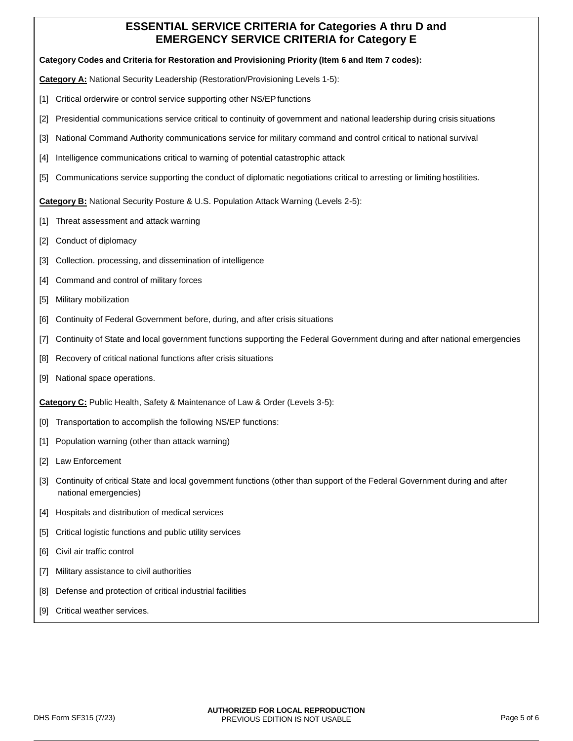## ESSENTIAL SERVICE CRITERIA for Categories A thru D and EMERGENCY SERVICE CRITERIA for Category E

**Category Codes and Criteria for Restoration and Provisioning Priority (Item 6 and Item 7 codes):**

**<u>Category A:</u>** National Security Leadership (Restoration/Provisioning Levels 1-5):

[1] Critical orderwire or control service supporting other NS/EP functions

[2] Presidential communications service critical to continuity of government and national leadership during crisis situations

[3] National Command Authority communications service for military command and control critical to national survival

[4] Intelligence communications critical to warning of potential catastrophic attack

[5] Communications service supporting the conduct of diplomatic negotiations critical to arresting or limiting hostilities.

**<u>Category B:</u>** National Security Posture & U.S. Population Attack Warning (Levels 2-5):

[1] Threat assessment and attack warning

[2] Conduct of diplomacy

[3] Collection. processing, and dissemination of intelligence

[4] Command and control of military forces

[5] Military mobilization

[6] Continuity of Federal Government before, during, and after crisis situations

[7] Continuity of State and local government functions supporting the Federal Government during and after national emergencies

[8] Recovery of critical national functions after crisis situations

[9] National space operations.

**<u>Category C:</u>** Public Health, Safety & Maintenance of Law & Order (Levels 3-5):

[0] Transportation to accomplish the following NS/EP functions:

[1] Population warning (other than attack warning)

[2] Law Enforcement

[3] Continuity of critical State and local government functions (other than support of the Federal Government during and after national emergencies)

[4] Hospitals and distribution of medical services

[5] Critical logistic functions and public utility services

[6] Civil air traffic control

[7] Military assistance to civil authorities

[8] Defense and protection of critical industrial facilities

[9] Critical weather services.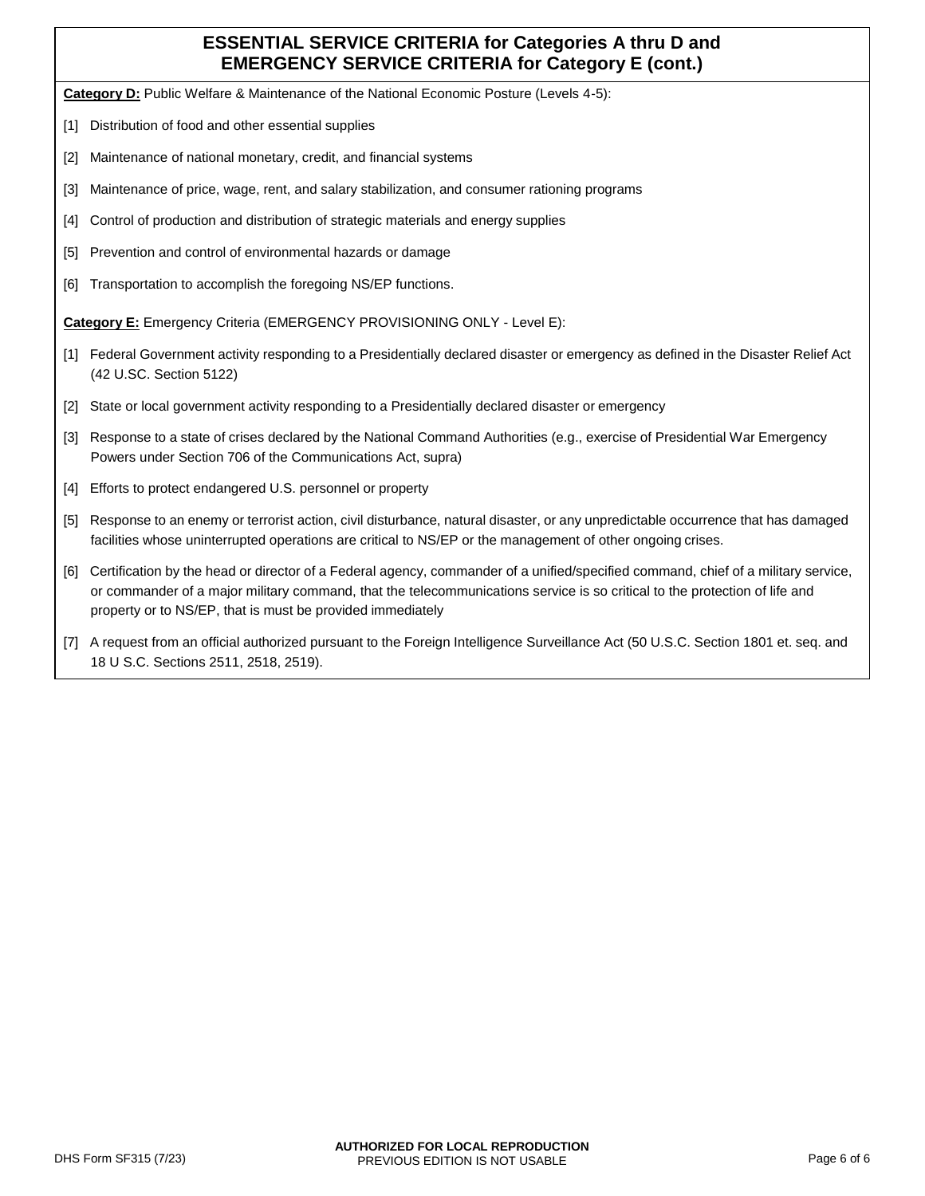## ESSENTIAL SERVICE CRITERIA for Categories A thru D and EMERGENCY SERVICE CRITERIA for Category E (cont.)

**Category D:** Public Welfare & Maintenance of the National Economic Posture (Levels 4-5):

[1] Distribution of food and other essential supplies

[2] Maintenance of national monetary, credit, and financial systems

[3] Maintenance of price, wage, rent, and salary stabilization, and consumer rationing programs

[4] Control of production and distribution of strategic materials and energy supplies

[5] Prevention and control of environmental hazards or damage

[6] Transportation to accomplish the foregoing NS/EP functions.

**Category E:** Emergency Criteria (EMERGENCY PROVISIONING ONLY - Level E):

[1] Federal Government activity responding to a Presidentially declared disaster or emergency as defined in the Disaster Relief Act (42 U.SC. Section 5122)

[2] State or local government activity responding to a Presidentially declared disaster or emergency

[3] Response to a state of crises declared by the National Command Authorities (e.g., exercise of Presidential War Emergency Powers under Section 706 of the Communications Act, supra)

[4] Efforts to protect endangered U.S. personnel or property

[5] Response to an enemy or terrorist action, civil disturbance, natural disaster, or any unpredictable occurrence that has damaged facilities whose uninterrupted operations are critical to NS/EP or the management of other ongoing crises.

[6] Certification by the head or director of a Federal agency, commander of a unified/specified command, chief of a military service, or commander of a major military command, that the telecommunications service is so critical to the protection of life and property or to NS/EP, that is must be provided immediately

[7] A request from an official authorized pursuant to the Foreign Intelligence Surveillance Act (50 U.S.C. Section 1801 et. seq. and 18 U S.C. Sections 2511, 2518, 2519).

DHS Form SF315 (7/23)

**AUTHORIZED FOR LOCAL REPRODUCTION**
PREVIOUS EDITION IS NOT USABLE